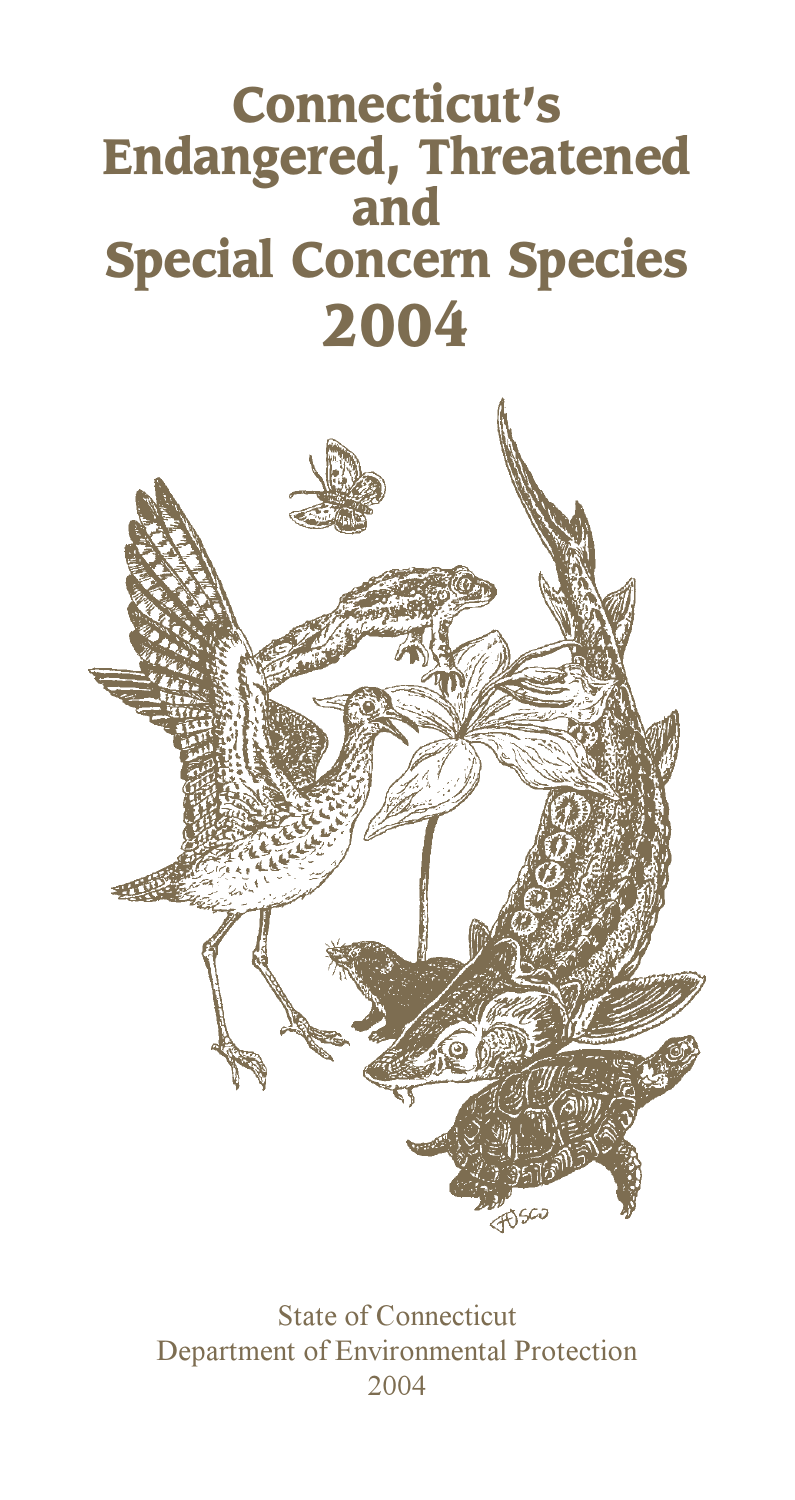# Connecticut's Endangered, Threatened and Special Concern Species 2004

State of Connecticut
Department of Environmental Protection
2004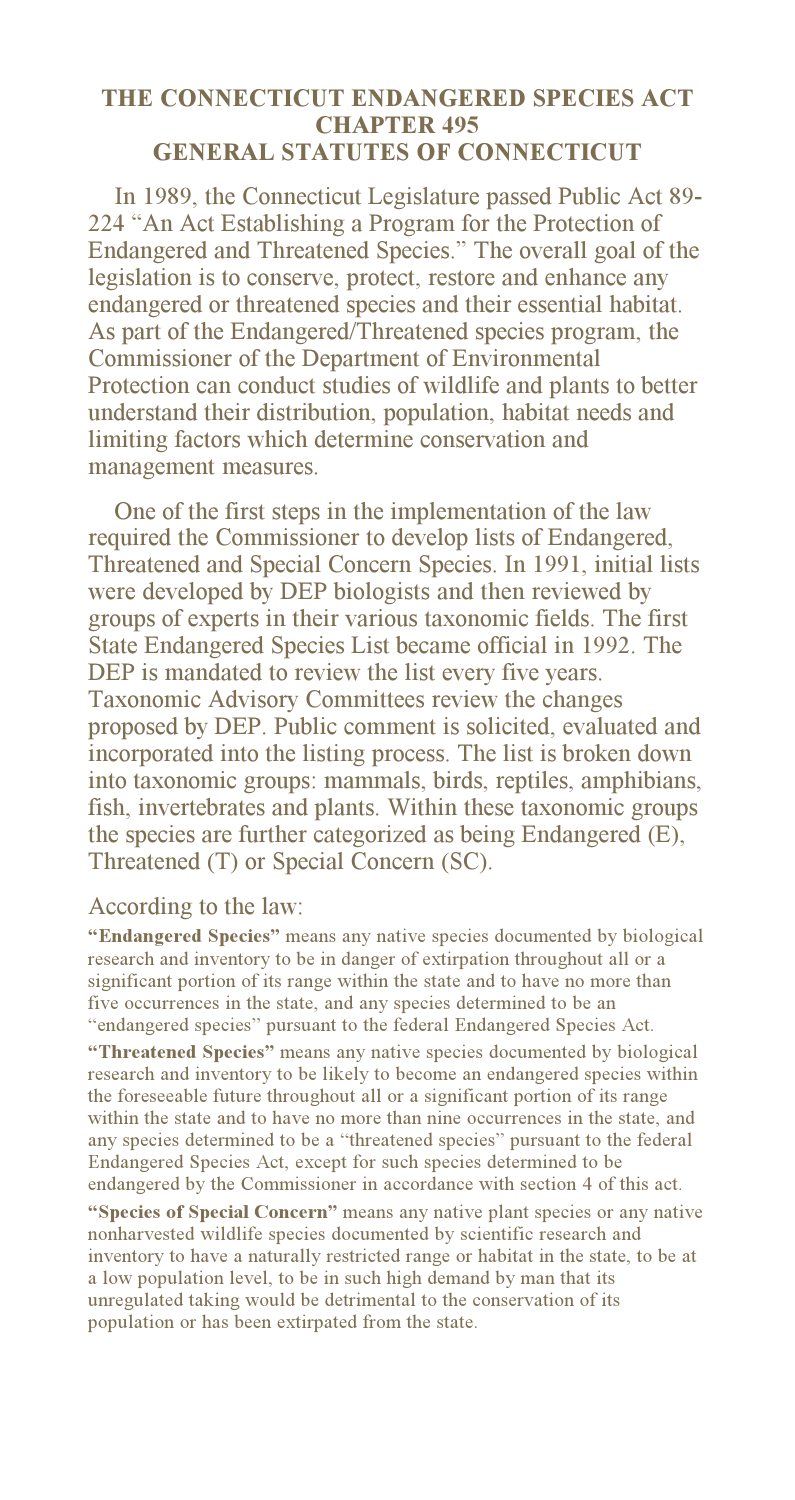# THE CONNECTICUT ENDANGERED SPECIES ACT
## CHAPTER 495
## GENERAL STATUTES OF CONNECTICUT

In 1989, the Connecticut Legislature passed Public Act 89-224 "An Act Establishing a Program for the Protection of Endangered and Threatened Species." The overall goal of the legislation is to conserve, protect, restore and enhance any endangered or threatened species and their essential habitat. As part of the Endangered/Threatened species program, the Commissioner of the Department of Environmental Protection can conduct studies of wildlife and plants to better understand their distribution, population, habitat needs and limiting factors which determine conservation and management measures.

One of the first steps in the implementation of the law required the Commissioner to develop lists of Endangered, Threatened and Special Concern Species. In 1991, initial lists were developed by DEP biologists and then reviewed by groups of experts in their various taxonomic fields. The first State Endangered Species List became official in 1992. The DEP is mandated to review the list every five years. Taxonomic Advisory Committees review the changes proposed by DEP. Public comment is solicited, evaluated and incorporated into the listing process. The list is broken down into taxonomic groups: mammals, birds, reptiles, amphibians, fish, invertebrates and plants. Within these taxonomic groups the species are further categorized as being Endangered (E), Threatened (T) or Special Concern (SC).

According to the law:

**"Endangered Species"** means any native species documented by biological research and inventory to be in danger of extirpation throughout all or a significant portion of its range within the state and to have no more than five occurrences in the state, and any species determined to be an "endangered species" pursuant to the federal Endangered Species Act.

**"Threatened Species"** means any native species documented by biological research and inventory to be likely to become an endangered species within the foreseeable future throughout all or a significant portion of its range within the state and to have no more than nine occurrences in the state, and any species determined to be a "threatened species" pursuant to the federal Endangered Species Act, except for such species determined to be endangered by the Commissioner in accordance with section 4 of this act.

**"Species of Special Concern"** means any native plant species or any native nonharvested wildlife species documented by scientific research and inventory to have a naturally restricted range or habitat in the state, to be at a low population level, to be in such high demand by man that its unregulated taking would be detrimental to the conservation of its population or has been extirpated from the state.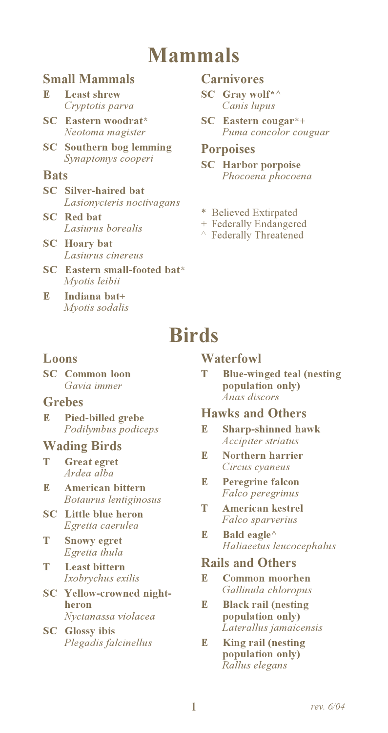# Mammals

## Small Mammals

- **E** **Least shrew**
  *Cryptotis parva*
- **SC** **Eastern woodrat***
  *Neotoma magister*
- **SC** **Southern bog lemming**
  *Synaptomys cooperi*

## Bats

- **SC** **Silver-haired bat**
  *Lasionycteris noctivagans*
- **SC** **Red bat**
  *Lasiurus borealis*
- **SC** **Hoary bat**
  *Lasiurus cinereus*
- **SC** **Eastern small-footed bat***
  *Myotis leibii*
- **E** **Indiana bat+**
  *Myotis sodalis*

## Carnivores

- **SC** **Gray wolf*^**
  *Canis lupus*
- **SC** **Eastern cougar*+**
  *Puma concolor couguar*

## Porpoises

- **SC** **Harbor porpoise**
  *Phocoena phocoena*

\* Believed Extirpated
\+ Federally Endangered
^ Federally Threatened

# Birds

## Loons

- **SC** **Common loon**
  *Gavia immer*

## Grebes

- **E** **Pied-billed grebe**
  *Podilymbus podiceps*

## Wading Birds

- **T** **Great egret**
  *Ardea alba*
- **E** **American bittern**
  *Botaurus lentiginosus*
- **SC** **Little blue heron**
  *Egretta caerulea*
- **T** **Snowy egret**
  *Egretta thula*
- **T** **Least bittern**
  *Ixobrychus exilis*
- **SC** **Yellow-crowned night-heron**
  *Nyctanassa violacea*
- **SC** **Glossy ibis**
  *Plegadis falcinellus*

## Waterfowl

- **T** **Blue-winged teal (nesting population only)**
  *Anas discors*

## Hawks and Others

- **E** **Sharp-shinned hawk**
  *Accipiter striatus*
- **E** **Northern harrier**
  *Circus cyaneus*
- **E** **Peregrine falcon**
  *Falco peregrinus*
- **T** **American kestrel**
  *Falco sparverius*
- **E** **Bald eagle^**
  *Haliaeetus leucocephalus*

## Rails and Others

- **E** **Common moorhen**
  *Gallinula chloropus*
- **E** **Black rail (nesting population only)**
  *Laterallus jamaicensis*
- **E** **King rail (nesting population only)**
  *Rallus elegans*

*rev. 6/04*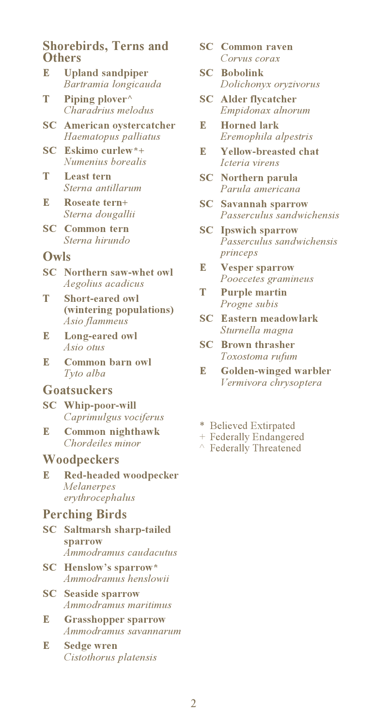## Shorebirds, Terns and Others

- **E** **Upland sandpiper** *Bartramia longicauda*
- **T** **Piping plover^** *Charadrius melodus*
- **SC** **American oystercatcher** *Haematopus palliatus*
- **SC** **Eskimo curlew*+** *Numenius borealis*
- **T** **Least tern** *Sterna antillarum*
- **E** **Roseate tern+** *Sterna dougallii*
- **SC** **Common tern** *Sterna hirundo*

## Owls

- **SC** **Northern saw-whet owl** *Aegolius acadicus*
- **T** **Short-eared owl (wintering populations)** *Asio flammeus*
- **E** **Long-eared owl** *Asio otus*
- **E** **Common barn owl** *Tyto alba*

## Goatsuckers

- **SC** **Whip-poor-will** *Caprimulgus vociferus*
- **E** **Common nighthawk** *Chordeiles minor*

## Woodpeckers

- **E** **Red-headed woodpecker** *Melanerpes erythrocephalus*

## Perching Birds

- **SC** **Saltmarsh sharp-tailed sparrow** *Ammodramus caudacutus*
- **SC** **Henslow's sparrow*** *Ammodramus henslowii*
- **SC** **Seaside sparrow** *Ammodramus maritimus*
- **E** **Grasshopper sparrow** *Ammodramus savannarum*
- **E** **Sedge wren** *Cistothorus platensis*
- **SC** **Common raven** *Corvus corax*
- **SC** **Bobolink** *Dolichonyx oryzivorus*
- **SC** **Alder flycatcher** *Empidonax alnorum*
- **E** **Horned lark** *Eremophila alpestris*
- **E** **Yellow-breasted chat** *Icteria virens*
- **SC** **Northern parula** *Parula americana*
- **SC** **Savannah sparrow** *Passerculus sandwichensis*
- **SC** **Ipswich sparrow** *Passerculus sandwichensis princeps*
- **E** **Vesper sparrow** *Pooecetes gramineus*
- **T** **Purple martin** *Progne subis*
- **SC** **Eastern meadowlark** *Sturnella magna*
- **SC** **Brown thrasher** *Toxostoma rufum*
- **E** **Golden-winged warbler** *Vermivora chrysoptera*

\* Believed Extirpated
\+ Federally Endangered
^ Federally Threatened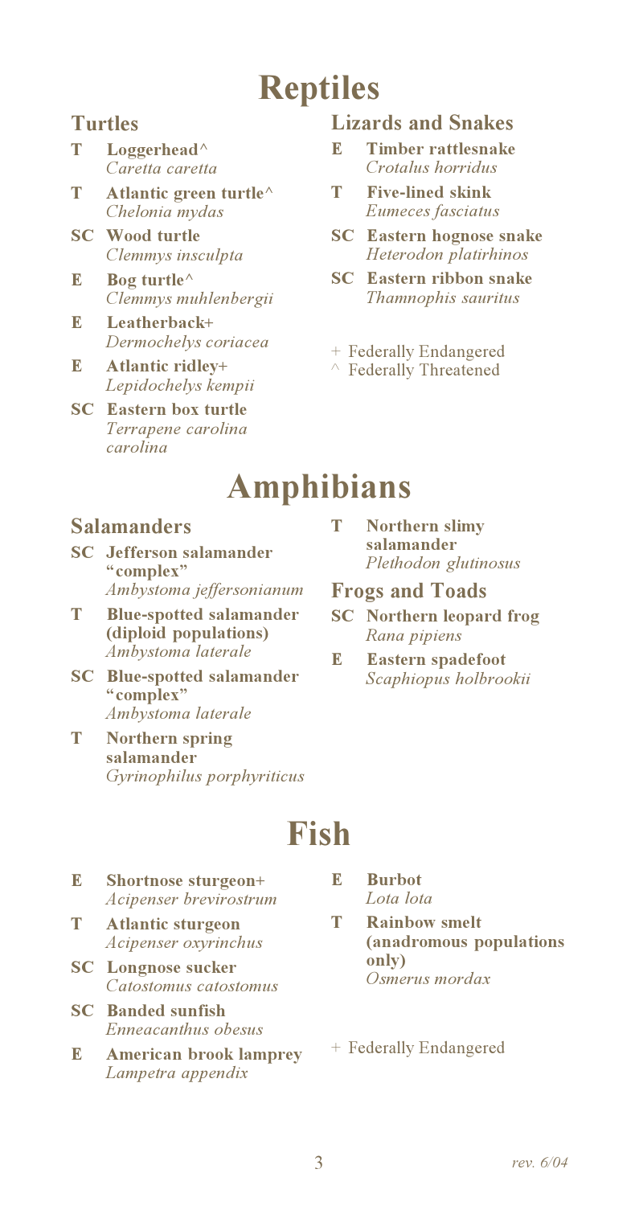# Reptiles

## Turtles

- **T** **Loggerhead^**
  *Caretta caretta*
- **T** **Atlantic green turtle^**
  *Chelonia mydas*
- **SC** **Wood turtle**
  *Clemmys insculpta*
- **E** **Bog turtle^**
  *Clemmys muhlenbergii*
- **E** **Leatherback+**
  *Dermochelys coriacea*
- **E** **Atlantic ridley+**
  *Lepidochelys kempii*
- **SC** **Eastern box turtle**
  *Terrapene carolina carolina*

## Lizards and Snakes

- **E** **Timber rattlesnake**
  *Crotalus horridus*
- **T** **Five-lined skink**
  *Eumeces fasciatus*
- **SC** **Eastern hognose snake**
  *Heterodon platirhinos*
- **SC** **Eastern ribbon snake**
  *Thamnophis sauritus*

+ Federally Endangered
^ Federally Threatened

# Amphibians

## Salamanders

- **SC** **Jefferson salamander "complex"**
  *Ambystoma jeffersonianum*
- **T** **Blue-spotted salamander (diploid populations)**
  *Ambystoma laterale*
- **SC** **Blue-spotted salamander "complex"**
  *Ambystoma laterale*
- **T** **Northern spring salamander**
  *Gyrinophilus porphyriticus*
- **T** **Northern slimy salamander**
  *Plethodon glutinosus*

## Frogs and Toads

- **SC** **Northern leopard frog**
  *Rana pipiens*
- **E** **Eastern spadefoot**
  *Scaphiopus holbrookii*

# Fish

- **E** **Shortnose sturgeon+**
  *Acipenser brevirostrum*
- **T** **Atlantic sturgeon**
  *Acipenser oxyrinchus*
- **SC** **Longnose sucker**
  *Catostomus catostomus*
- **SC** **Banded sunfish**
  *Enneacanthus obesus*
- **E** **American brook lamprey**
  *Lampetra appendix*
- **E** **Burbot**
  *Lota lota*
- **T** **Rainbow smelt (anadromous populations only)**
  *Osmerus mordax*

+ Federally Endangered

*rev. 6/04*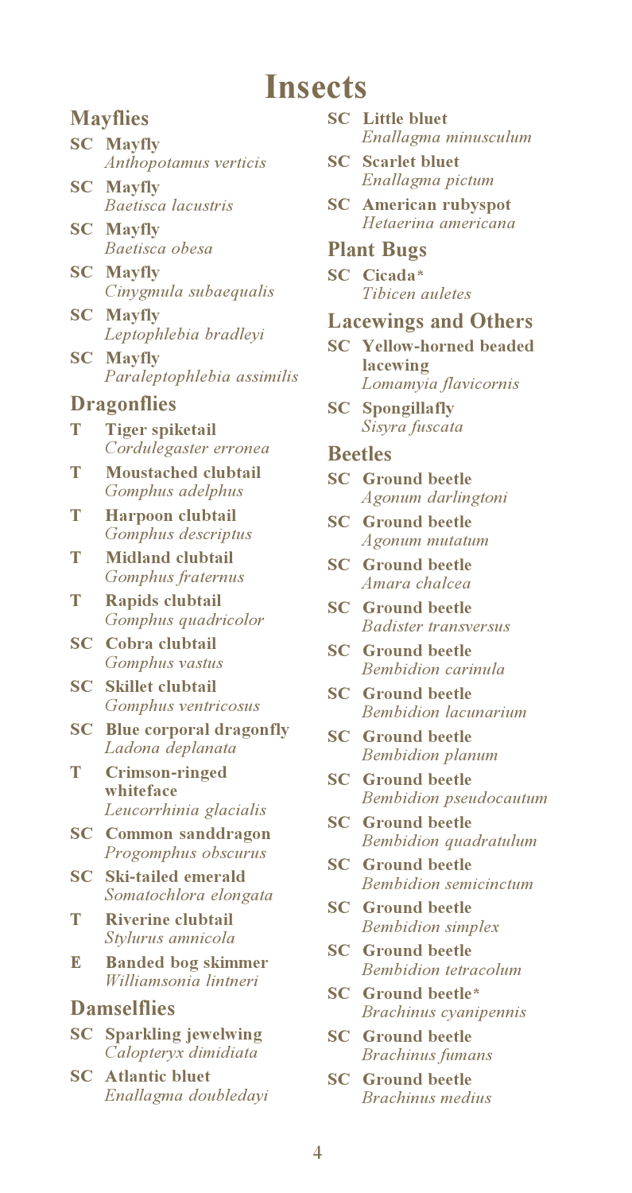# Insects

## Mayflies

- **SC** **Mayfly** *Anthopotamus verticis*
- **SC** **Mayfly** *Baetisca lacustris*
- **SC** **Mayfly** *Baetisca obesa*
- **SC** **Mayfly** *Cinygmula subaequalis*
- **SC** **Mayfly** *Leptophlebia bradleyi*
- **SC** **Mayfly** *Paraleptophlebia assimilis*

## Dragonflies

- **T** **Tiger spiketail** *Cordulegaster erronea*
- **T** **Moustached clubtail** *Gomphus adelphus*
- **T** **Harpoon clubtail** *Gomphus descriptus*
- **T** **Midland clubtail** *Gomphus fraternus*
- **T** **Rapids clubtail** *Gomphus quadricolor*
- **SC** **Cobra clubtail** *Gomphus vastus*
- **SC** **Skillet clubtail** *Gomphus ventricosus*
- **SC** **Blue corporal dragonfly** *Ladona deplanata*
- **T** **Crimson-ringed whiteface** *Leucorrhinia glacialis*
- **SC** **Common sanddragon** *Progomphus obscurus*
- **SC** **Ski-tailed emerald** *Somatochlora elongata*
- **T** **Riverine clubtail** *Stylurus amnicola*
- **E** **Banded bog skimmer** *Williamsonia lintneri*

## Damselflies

- **SC** **Sparkling jewelwing** *Calopteryx dimidiata*
- **SC** **Atlantic bluet** *Enallagma doubledayi*
- **SC** **Little bluet** *Enallagma minusculum*
- **SC** **Scarlet bluet** *Enallagma pictum*
- **SC** **American rubyspot** *Hetaerina americana*

## Plant Bugs

- **SC** **Cicada*** *Tibicen auletes*

## Lacewings and Others

- **SC** **Yellow-horned beaded lacewing** *Lomamyia flavicornis*
- **SC** **Spongillafly** *Sisyra fuscata*

## Beetles

- **SC** **Ground beetle** *Agonum darlingtoni*
- **SC** **Ground beetle** *Agonum mutatum*
- **SC** **Ground beetle** *Amara chalcea*
- **SC** **Ground beetle** *Badister transversus*
- **SC** **Ground beetle** *Bembidion carinula*
- **SC** **Ground beetle** *Bembidion lacunarium*
- **SC** **Ground beetle** *Bembidion planum*
- **SC** **Ground beetle** *Bembidion pseudocautum*
- **SC** **Ground beetle** *Bembidion quadratulum*
- **SC** **Ground beetle** *Bembidion semicinctum*
- **SC** **Ground beetle** *Bembidion simplex*
- **SC** **Ground beetle** *Bembidion tetracolum*
- **SC** **Ground beetle*** *Brachinus cyanipennis*
- **SC** **Ground beetle** *Brachinus fumans*
- **SC** **Ground beetle** *Brachinus medius*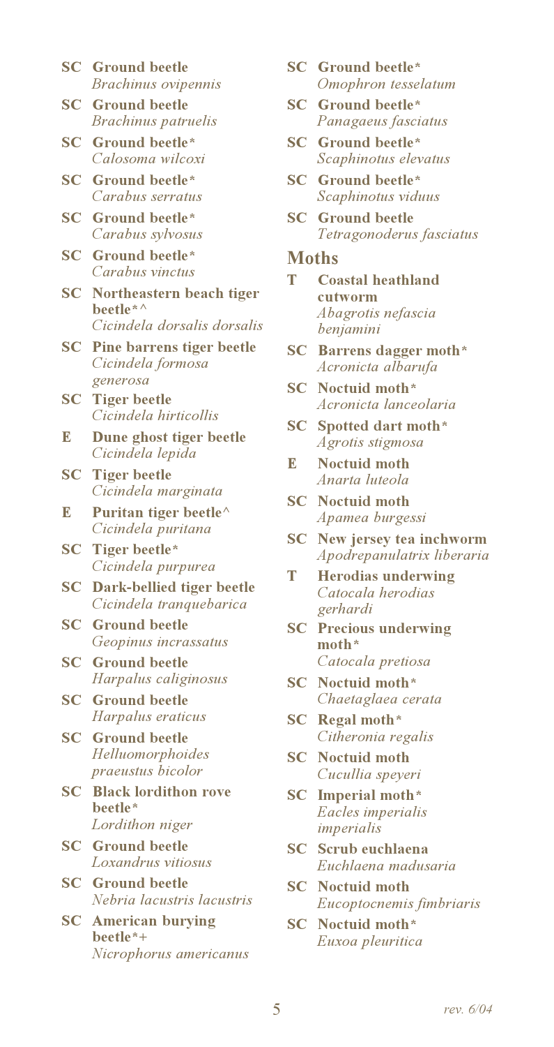**SC** **Ground beetle**
*Brachinus ovipennis*

**SC** **Ground beetle**
*Brachinus patruelis*

**SC** **Ground beetle***
*Calosoma wilcoxi*

**SC** **Ground beetle***
*Carabus serratus*

**SC** **Ground beetle***
*Carabus sylvosus*

**SC** **Ground beetle***
*Carabus vinctus*

**SC** **Northeastern beach tiger beetle***^
*Cicindela dorsalis dorsalis*

**SC** **Pine barrens tiger beetle**
*Cicindela formosa generosa*

**SC** **Tiger beetle**
*Cicindela hirticollis*

**E** **Dune ghost tiger beetle**
*Cicindela lepida*

**SC** **Tiger beetle**
*Cicindela marginata*

**E** **Puritan tiger beetle**^
*Cicindela puritana*

**SC** **Tiger beetle***
*Cicindela purpurea*

**SC** **Dark-bellied tiger beetle**
*Cicindela tranquebarica*

**SC** **Ground beetle**
*Geopinus incrassatus*

**SC** **Ground beetle**
*Harpalus caliginosus*

**SC** **Ground beetle**
*Harpalus eraticus*

**SC** **Ground beetle**
*Helluomorphoides praeustus bicolor*

**SC** **Black lordithon rove beetle***
*Lordithon niger*

**SC** **Ground beetle**
*Loxandrus vitiosus*

**SC** **Ground beetle**
*Nebria lacustris lacustris*

**SC** **American burying beetle***+
*Nicrophorus americanus*

**SC** **Ground beetle***
*Omophron tesselatum*

**SC** **Ground beetle***
*Panagaeus fasciatus*

**SC** **Ground beetle***
*Scaphinotus elevatus*

**SC** **Ground beetle***
*Scaphinotus viduus*

**SC** **Ground beetle**
*Tetragonoderus fasciatus*

## Moths

**T** **Coastal heathland cutworm**
*Abagrotis nefascia benjamini*

**SC** **Barrens dagger moth***
*Acronicta albarufa*

**SC** **Noctuid moth***
*Acronicta lanceolaria*

**SC** **Spotted dart moth***
*Agrotis stigmosa*

**E** **Noctuid moth**
*Anarta luteola*

**SC** **Noctuid moth**
*Apamea burgessi*

**SC** **New jersey tea inchworm**
*Apodrepanulatrix liberaria*

**T** **Herodias underwing**
*Catocala herodias gerhardi*

**SC** **Precious underwing moth***
*Catocala pretiosa*

**SC** **Noctuid moth***
*Chaetaglaea cerata*

**SC** **Regal moth***
*Citheronia regalis*

**SC** **Noctuid moth**
*Cucullia speyeri*

**SC** **Imperial moth***
*Eacles imperialis imperialis*

**SC** **Scrub euchlaena**
*Euchlaena madusaria*

**SC** **Noctuid moth**
*Eucoptocnemis fimbriaris*

**SC** **Noctuid moth***
*Euxoa pleuritica*

*rev. 6/04*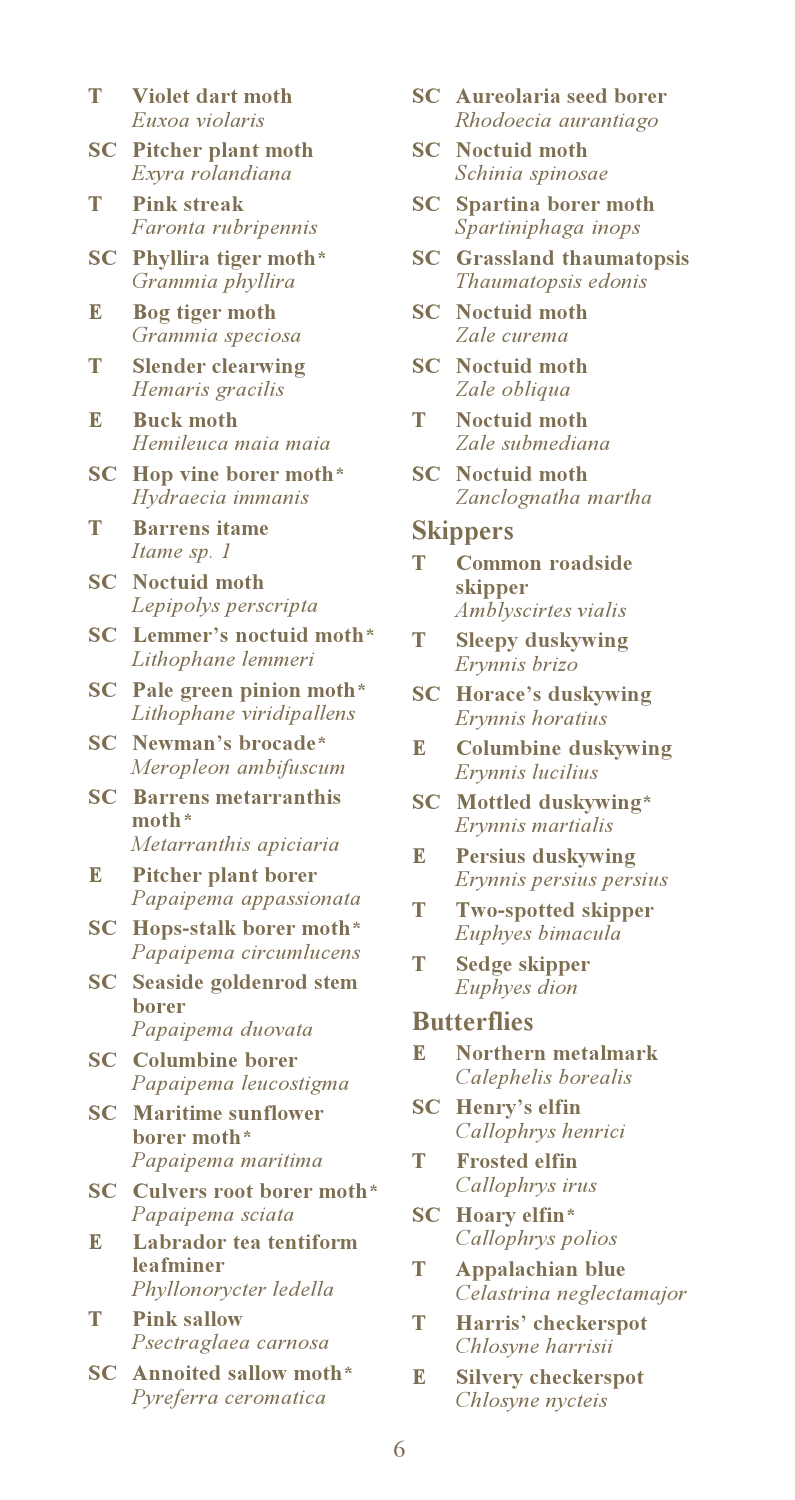- **T** **Violet dart moth**
  *Euxoa violaris*
- **SC** **Pitcher plant moth**
  *Exyra rolandiana*
- **T** **Pink streak**
  *Faronta rubripennis*
- **SC** **Phyllira tiger moth***
  *Grammia phyllira*
- **E** **Bog tiger moth**
  *Grammia speciosa*
- **T** **Slender clearwing**
  *Hemaris gracilis*
- **E** **Buck moth**
  *Hemileuca maia maia*
- **SC** **Hop vine borer moth***
  *Hydraecia immanis*
- **T** **Barrens itame**
  *Itame sp. 1*
- **SC** **Noctuid moth**
  *Lepipolys perscripta*
- **SC** **Lemmer's noctuid moth***
  *Lithophane lemmeri*
- **SC** **Pale green pinion moth***
  *Lithophane viridipallens*
- **SC** **Newman's brocade***
  *Meropleon ambifuscum*
- **SC** **Barrens metarranthis moth***
  *Metarranthis apiciaria*
- **E** **Pitcher plant borer**
  *Papaipema appassionata*
- **SC** **Hops-stalk borer moth***
  *Papaipema circumlucens*
- **SC** **Seaside goldenrod stem borer**
  *Papaipema duovata*
- **SC** **Columbine borer**
  *Papaipema leucostigma*
- **SC** **Maritime sunflower borer moth***
  *Papaipema maritima*
- **SC** **Culvers root borer moth***
  *Papaipema sciata*
- **E** **Labrador tea tentiform leafminer**
  *Phyllonorycter ledella*
- **T** **Pink sallow**
  *Psectraglaea carnosa*
- **SC** **Annoited sallow moth***
  *Pyreferra ceromatica*
- **SC** **Aureolaria seed borer**
  *Rhodoecia aurantiago*
- **SC** **Noctuid moth**
  *Schinia spinosae*
- **SC** **Spartina borer moth**
  *Spartiniphaga inops*
- **SC** **Grassland thaumatopsis**
  *Thaumatopsis edonis*
- **SC** **Noctuid moth**
  *Zale curema*
- **SC** **Noctuid moth**
  *Zale obliqua*
- **T** **Noctuid moth**
  *Zale submediana*
- **SC** **Noctuid moth**
  *Zanclognatha martha*

### Skippers

- **T** **Common roadside skipper**
  *Amblyscirtes vialis*
- **T** **Sleepy duskywing**
  *Erynnis brizo*
- **SC** **Horace's duskywing**
  *Erynnis horatius*
- **E** **Columbine duskywing**
  *Erynnis lucilius*
- **SC** **Mottled duskywing***
  *Erynnis martialis*
- **E** **Persius duskywing**
  *Erynnis persius persius*
- **T** **Two-spotted skipper**
  *Euphyes bimacula*
- **T** **Sedge skipper**
  *Euphyes dion*

### Butterflies

- **E** **Northern metalmark**
  *Calephelis borealis*
- **SC** **Henry's elfin**
  *Callophrys henrici*
- **T** **Frosted elfin**
  *Callophrys irus*
- **SC** **Hoary elfin***
  *Callophrys polios*
- **T** **Appalachian blue**
  *Celastrina neglectamajor*
- **T** **Harris' checkerspot**
  *Chlosyne harrisii*
- **E** **Silvery checkerspot**
  *Chlosyne nycteis*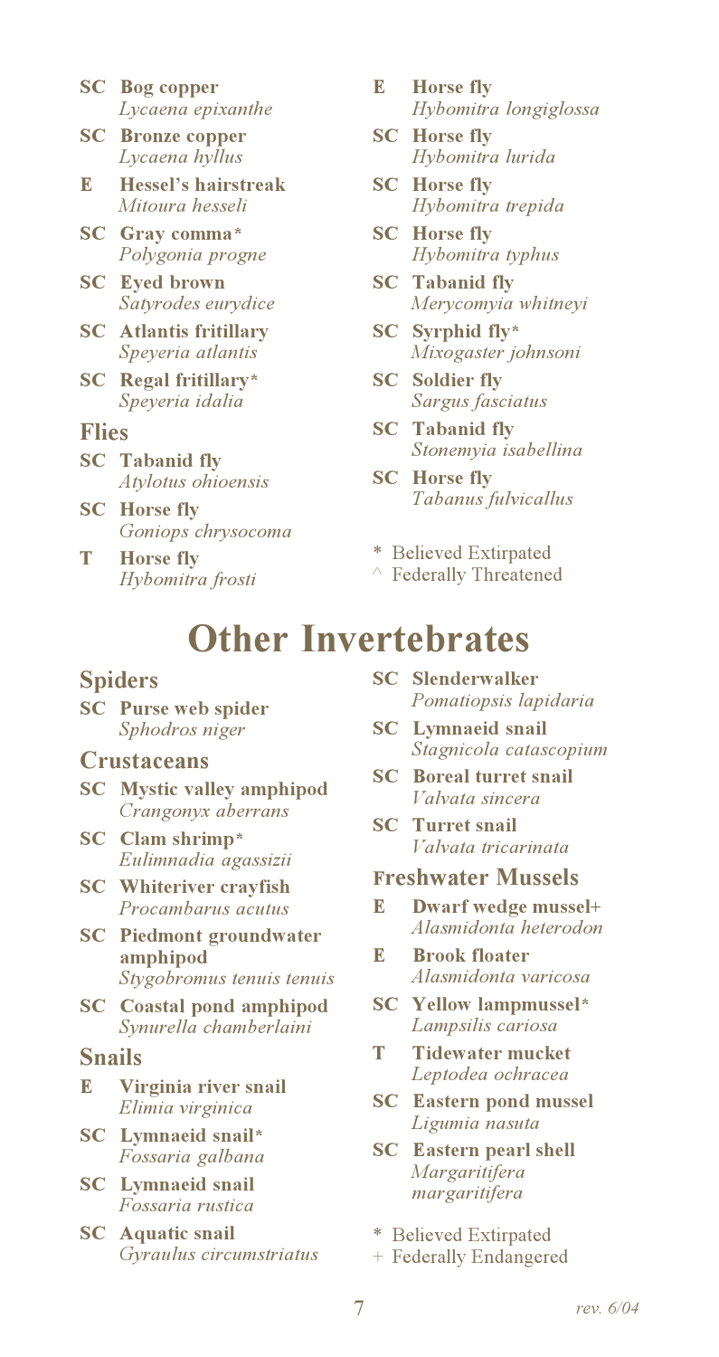**SC** **Bog copper**
*Lycaena epixanthe*

**SC** **Bronze copper**
*Lycaena hyllus*

**E** **Hessel's hairstreak**
*Mitoura hesseli*

**SC** **Gray comma***
*Polygonia progne*

**SC** **Eyed brown**
*Satyrodes eurydice*

**SC** **Atlantis fritillary**
*Speyeria atlantis*

**SC** **Regal fritillary***
*Speyeria idalia*

### Flies

**SC** **Tabanid fly**
*Atylotus ohioensis*

**SC** **Horse fly**
*Goniops chrysocoma*

**T** **Horse fly**
*Hybomitra frosti*

**E** **Horse fly**
*Hybomitra longiglossa*

**SC** **Horse fly**
*Hybomitra lurida*

**SC** **Horse fly**
*Hybomitra trepida*

**SC** **Horse fly**
*Hybomitra typhus*

**SC** **Tabanid fly**
*Merycomyia whitneyi*

**SC** **Syrphid fly***
*Mixogaster johnsoni*

**SC** **Soldier fly**
*Sargus fasciatus*

**SC** **Tabanid fly**
*Stonemyia isabellina*

**SC** **Horse fly**
*Tabanus fulvicallus*

\* Believed Extirpated
^ Federally Threatened

## Other Invertebrates

### Spiders

**SC** **Purse web spider**
*Sphodros niger*

### Crustaceans

**SC** **Mystic valley amphipod**
*Crangonyx aberrans*

**SC** **Clam shrimp***
*Eulimnadia agassizii*

**SC** **Whiteriver crayfish**
*Procambarus acutus*

**SC** **Piedmont groundwater amphipod**
*Stygobromus tenuis tenuis*

**SC** **Coastal pond amphipod**
*Synurella chamberlaini*

### Snails

**E** **Virginia river snail**
*Elimia virginica*

**SC** **Lymnaeid snail***
*Fossaria galbana*

**SC** **Lymnaeid snail**
*Fossaria rustica*

**SC** **Aquatic snail**
*Gyraulus circumstriatus*

**SC** **Slenderwalker**
*Pomatiopsis lapidaria*

**SC** **Lymnaeid snail**
*Stagnicola catascopium*

**SC** **Boreal turret snail**
*Valvata sincera*

**SC** **Turret snail**
*Valvata tricarinata*

### Freshwater Mussels

**E** **Dwarf wedge mussel+**
*Alasmidonta heterodon*

**E** **Brook floater**
*Alasmidonta varicosa*

**SC** **Yellow lampmussel***
*Lampsilis cariosa*

**T** **Tidewater mucket**
*Leptodea ochracea*

**SC** **Eastern pond mussel**
*Ligumia nasuta*

**SC** **Eastern pearl shell**
*Margaritifera margaritifera*

\* Believed Extirpated
\+ Federally Endangered

rev. 6/04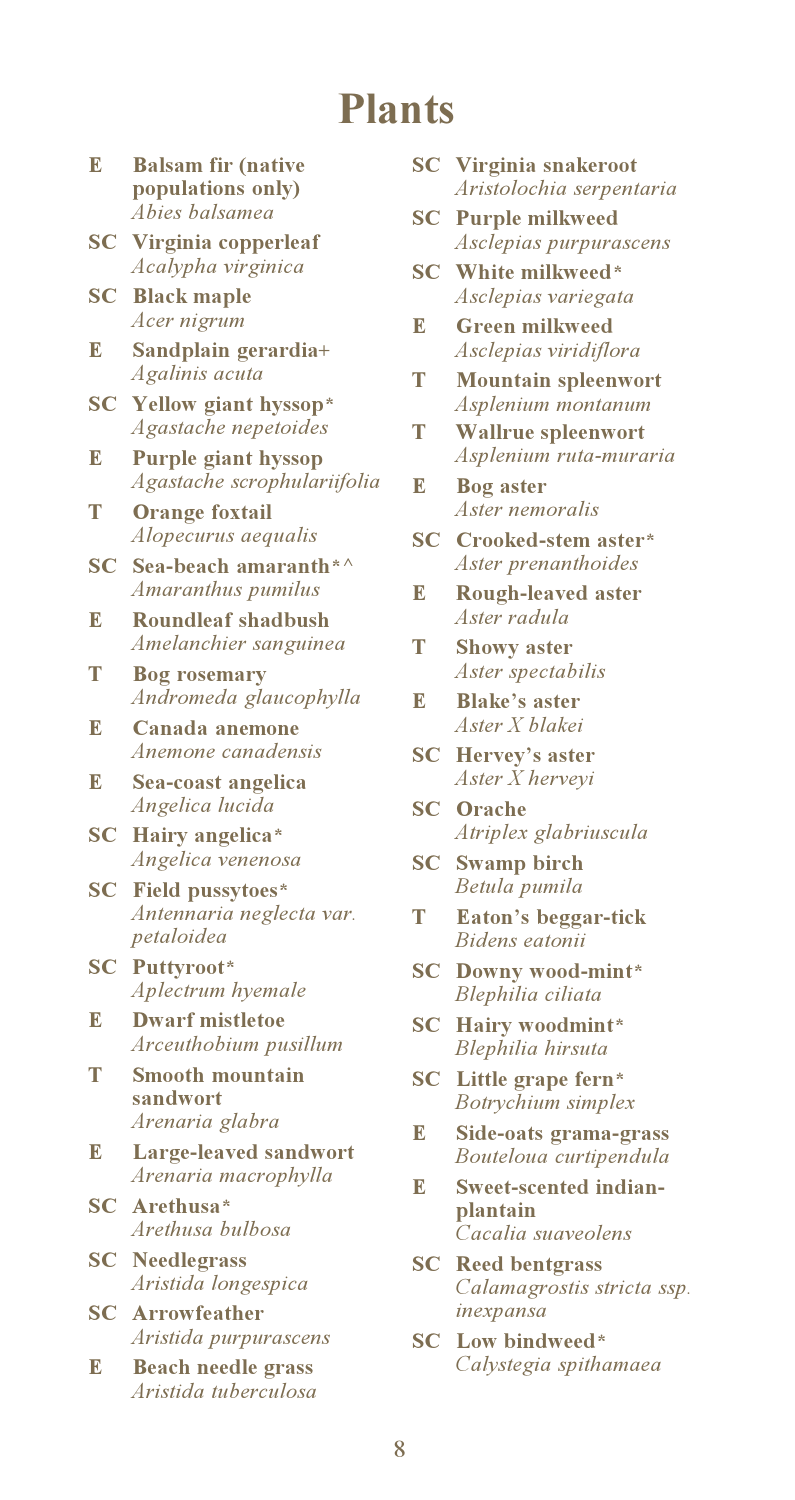# Plants

- **E** **Balsam fir (native populations only)** *Abies balsamea*
- **SC** **Virginia copperleaf** *Acalypha virginica*
- **SC** **Black maple** *Acer nigrum*
- **E** **Sandplain gerardia+** *Agalinis acuta*
- **SC** **Yellow giant hyssop*** *Agastache nepetoides*
- **E** **Purple giant hyssop** *Agastache scrophulariifolia*
- **T** **Orange foxtail** *Alopecurus aequalis*
- **SC** **Sea-beach amaranth*^** *Amaranthus pumilus*
- **E** **Roundleaf shadbush** *Amelanchier sanguinea*
- **T** **Bog rosemary** *Andromeda glaucophylla*
- **E** **Canada anemone** *Anemone canadensis*
- **E** **Sea-coast angelica** *Angelica lucida*
- **SC** **Hairy angelica*** *Angelica venenosa*
- **SC** **Field pussytoes*** *Antennaria neglecta var. petaloidea*
- **SC** **Puttyroot*** *Aplectrum hyemale*
- **E** **Dwarf mistletoe** *Arceuthobium pusillum*
- **T** **Smooth mountain sandwort** *Arenaria glabra*
- **E** **Large-leaved sandwort** *Arenaria macrophylla*
- **SC** **Arethusa*** *Arethusa bulbosa*
- **SC** **Needlegrass** *Aristida longespica*
- **SC** **Arrowfeather** *Aristida purpurascens*
- **E** **Beach needle grass** *Aristida tuberculosa*
- **SC** **Virginia snakeroot** *Aristolochia serpentaria*
- **SC** **Purple milkweed** *Asclepias purpurascens*
- **SC** **White milkweed*** *Asclepias variegata*
- **E** **Green milkweed** *Asclepias viridiflora*
- **T** **Mountain spleenwort** *Asplenium montanum*
- **T** **Wallrue spleenwort** *Asplenium ruta-muraria*
- **E** **Bog aster** *Aster nemoralis*
- **SC** **Crooked-stem aster*** *Aster prenanthoides*
- **E** **Rough-leaved aster** *Aster radula*
- **T** **Showy aster** *Aster spectabilis*
- **E** **Blake's aster** *Aster X blakei*
- **SC** **Hervey's aster** *Aster X herveyi*
- **SC** **Orache** *Atriplex glabriuscula*
- **SC** **Swamp birch** *Betula pumila*
- **T** **Eaton's beggar-tick** *Bidens eatonii*
- **SC** **Downy wood-mint*** *Blephilia ciliata*
- **SC** **Hairy woodmint*** *Blephilia hirsuta*
- **SC** **Little grape fern*** *Botrychium simplex*
- **E** **Side-oats grama-grass** *Bouteloua curtipendula*
- **E** **Sweet-scented indian-plantain** *Cacalia suaveolens*
- **SC** **Reed bentgrass** *Calamagrostis stricta ssp. inexpansa*
- **SC** **Low bindweed*** *Calystegia spithamaea*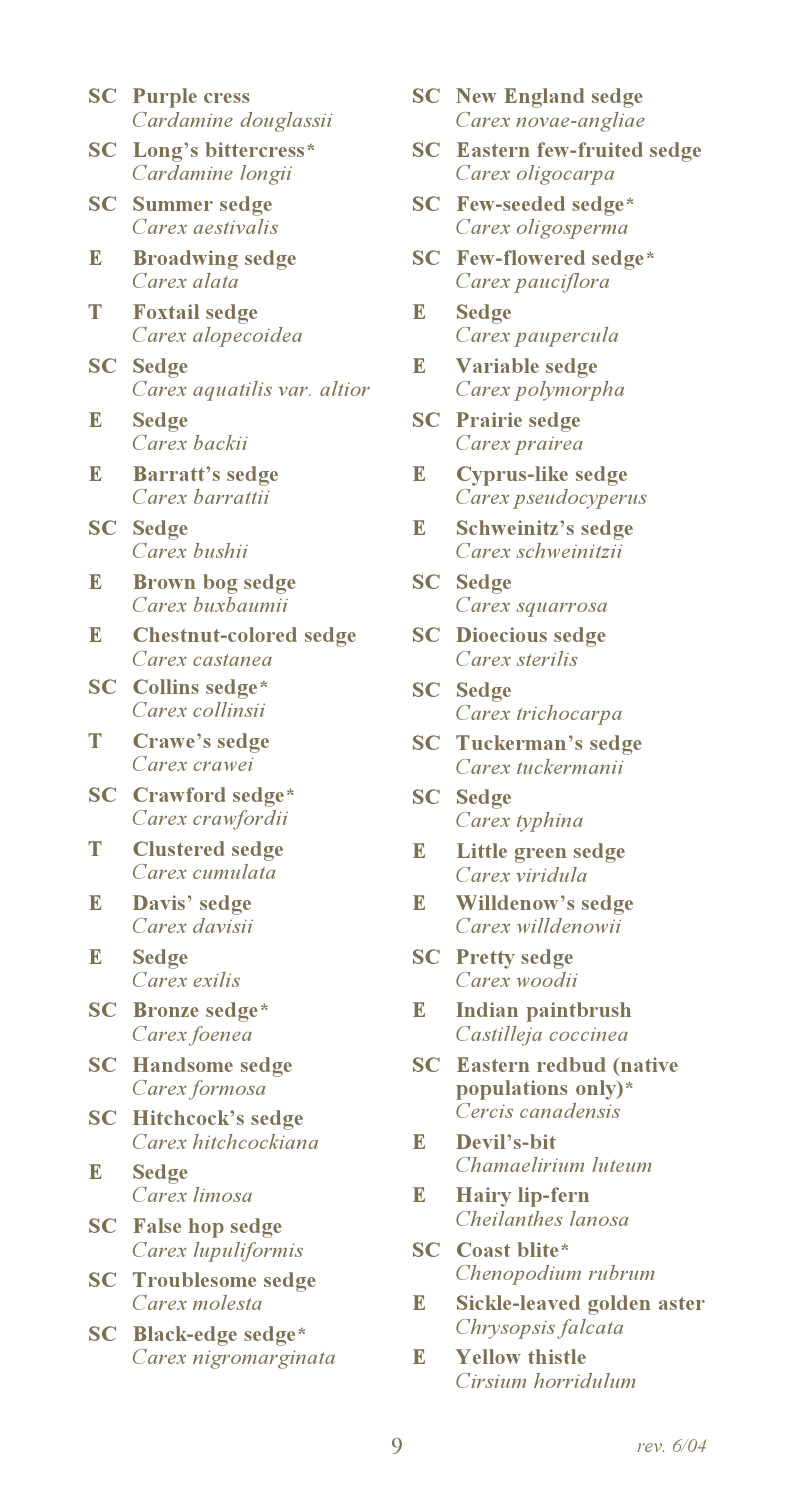**SC Purple cress**
*Cardamine douglassii*

**SC Long's bittercress***
*Cardamine longii*

**SC Summer sedge**
*Carex aestivalis*

**E Broadwing sedge**
*Carex alata*

**T Foxtail sedge**
*Carex alopecoidea*

**SC Sedge**
*Carex aquatilis var. altior*

**E Sedge**
*Carex backii*

**E Barratt's sedge**
*Carex barrattii*

**SC Sedge**
*Carex bushii*

**E Brown bog sedge**
*Carex buxbaumii*

**E Chestnut-colored sedge**
*Carex castanea*

**SC Collins sedge***
*Carex collinsii*

**T Crawe's sedge**
*Carex crawei*

**SC Crawford sedge***
*Carex crawfordii*

**T Clustered sedge**
*Carex cumulata*

**E Davis' sedge**
*Carex davisii*

**E Sedge**
*Carex exilis*

**SC Bronze sedge***
*Carex foenea*

**SC Handsome sedge**
*Carex formosa*

**SC Hitchcock's sedge**
*Carex hitchcockiana*

**E Sedge**
*Carex limosa*

**SC False hop sedge**
*Carex lupuliformis*

**SC Troublesome sedge**
*Carex molesta*

**SC Black-edge sedge***
*Carex nigromarginata*

**SC New England sedge**
*Carex novae-angliae*

**SC Eastern few-fruited sedge**
*Carex oligocarpa*

**SC Few-seeded sedge***
*Carex oligosperma*

**SC Few-flowered sedge***
*Carex pauciflora*

**E Sedge**
*Carex paupercula*

**E Variable sedge**
*Carex polymorpha*

**SC Prairie sedge**
*Carex prairea*

**E Cyprus-like sedge**
*Carex pseudocyperus*

**E Schweinitz's sedge**
*Carex schweinitzii*

**SC Sedge**
*Carex squarrosa*

**SC Dioecious sedge**
*Carex sterilis*

**SC Sedge**
*Carex trichocarpa*

**SC Tuckerman's sedge**
*Carex tuckermanii*

**SC Sedge**
*Carex typhina*

**E Little green sedge**
*Carex viridula*

**E Willdenow's sedge**
*Carex willdenowii*

**SC Pretty sedge**
*Carex woodii*

**E Indian paintbrush**
*Castilleja coccinea*

**SC Eastern redbud (native populations only)***
*Cercis canadensis*

**E Devil's-bit**
*Chamaelirium luteum*

**E Hairy lip-fern**
*Cheilanthes lanosa*

**SC Coast blite***
*Chenopodium rubrum*

**E Sickle-leaved golden aster**
*Chrysopsis falcata*

**E Yellow thistle**
*Cirsium horridulum*

rev. 6/04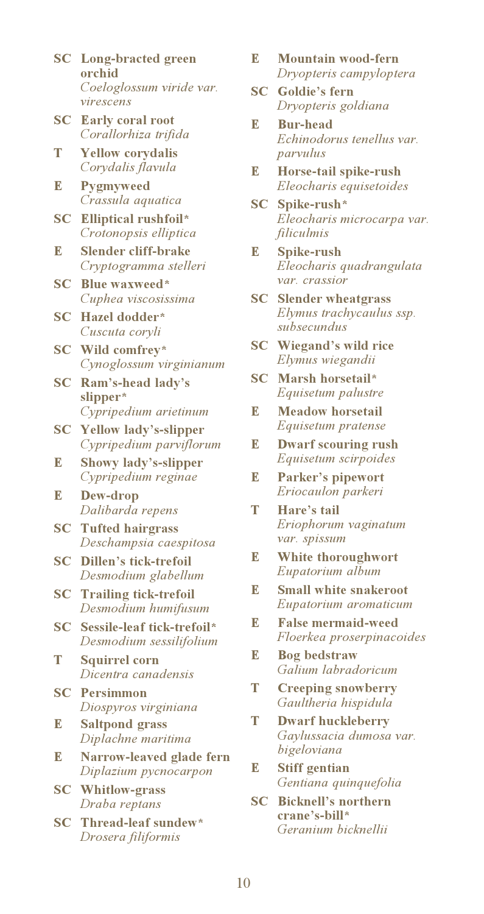**SC** **Long-bracted green orchid**
*Coeloglossum viride var. virescens*

**SC** **Early coral root**
*Corallorhiza trifida*

**T** **Yellow corydalis**
*Corydalis flavula*

**E** **Pygmyweed**
*Crassula aquatica*

**SC** **Elliptical rushfoil***
*Crotonopsis elliptica*

**E** **Slender cliff-brake**
*Cryptogramma stelleri*

**SC** **Blue waxweed***
*Cuphea viscosissima*

**SC** **Hazel dodder***
*Cuscuta coryli*

**SC** **Wild comfrey***
*Cynoglossum virginianum*

**SC** **Ram's-head lady's slipper***
*Cypripedium arietinum*

**SC** **Yellow lady's-slipper**
*Cypripedium parviflorum*

**E** **Showy lady's-slipper**
*Cypripedium reginae*

**E** **Dew-drop**
*Dalibarda repens*

**SC** **Tufted hairgrass**
*Deschampsia caespitosa*

**SC** **Dillen's tick-trefoil**
*Desmodium glabellum*

**SC** **Trailing tick-trefoil**
*Desmodium humifusum*

**SC** **Sessile-leaf tick-trefoil***
*Desmodium sessilifolium*

**T** **Squirrel corn**
*Dicentra canadensis*

**SC** **Persimmon**
*Diospyros virginiana*

**E** **Saltpond grass**
*Diplachne maritima*

**E** **Narrow-leaved glade fern**
*Diplazium pycnocarpon*

**SC** **Whitlow-grass**
*Draba reptans*

**SC** **Thread-leaf sundew***
*Drosera filiformis*

**E** **Mountain wood-fern**
*Dryopteris campyloptera*

**SC** **Goldie's fern**
*Dryopteris goldiana*

**E** **Bur-head**
*Echinodorus tenellus var. parvulus*

**E** **Horse-tail spike-rush**
*Eleocharis equisetoides*

**SC** **Spike-rush***
*Eleocharis microcarpa var. filiculmis*

**E** **Spike-rush**
*Eleocharis quadrangulata var. crassior*

**SC** **Slender wheatgrass**
*Elymus trachycaulus ssp. subsecundus*

**SC** **Wiegand's wild rice**
*Elymus wiegandii*

**SC** **Marsh horsetail***
*Equisetum palustre*

**E** **Meadow horsetail**
*Equisetum pratense*

**E** **Dwarf scouring rush**
*Equisetum scirpoides*

**E** **Parker's pipewort**
*Eriocaulon parkeri*

**T** **Hare's tail**
*Eriophorum vaginatum var. spissum*

**E** **White thoroughwort**
*Eupatorium album*

**E** **Small white snakeroot**
*Eupatorium aromaticum*

**E** **False mermaid-weed**
*Floerkea proserpinacoides*

**E** **Bog bedstraw**
*Galium labradoricum*

**T** **Creeping snowberry**
*Gaultheria hispidula*

**T** **Dwarf huckleberry**
*Gaylussacia dumosa var. bigeloviana*

**E** **Stiff gentian**
*Gentiana quinquefolia*

**SC** **Bicknell's northern crane's-bill***
*Geranium bicknellii*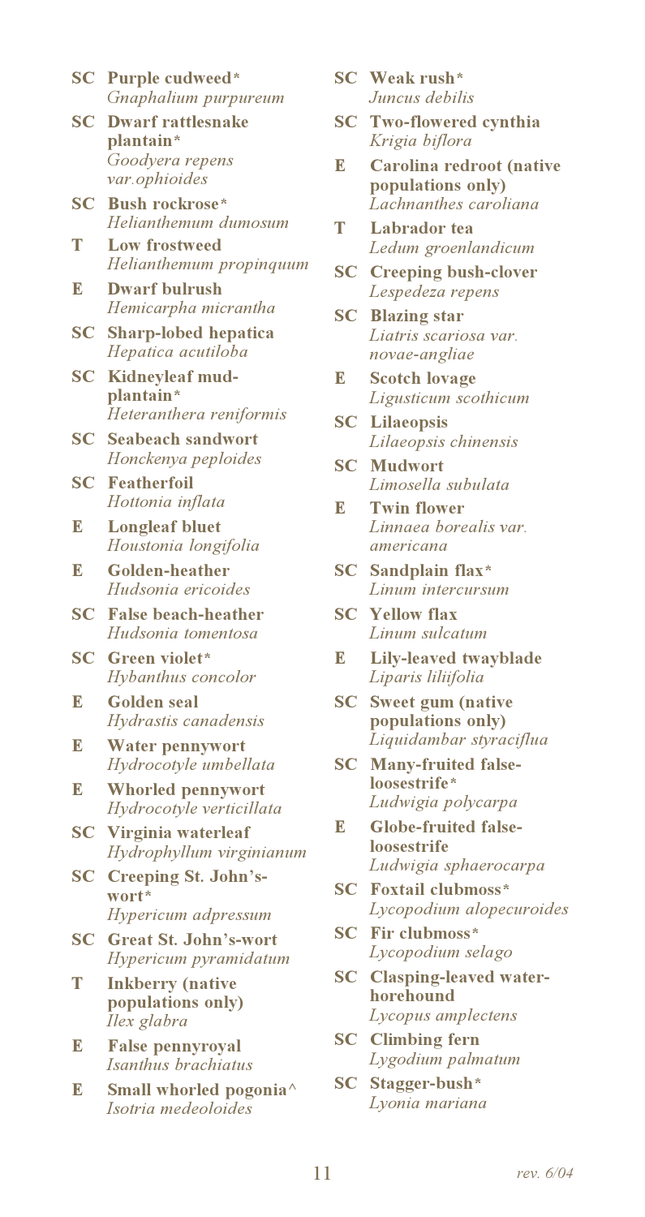**SC** **Purple cudweed***
*Gnaphalium purpureum*

**SC** **Dwarf rattlesnake plantain***
*Goodyera repens var.ophioides*

**SC** **Bush rockrose***
*Helianthemum dumosum*

**T** **Low frostweed**
*Helianthemum propinquum*

**E** **Dwarf bulrush**
*Hemicarpha micrantha*

**SC** **Sharp-lobed hepatica**
*Hepatica acutiloba*

**SC** **Kidneyleaf mud-plantain***
*Heteranthera reniformis*

**SC** **Seabeach sandwort**
*Honckenya peploides*

**SC** **Featherfoil**
*Hottonia inflata*

**E** **Longleaf bluet**
*Houstonia longifolia*

**E** **Golden-heather**
*Hudsonia ericoides*

**SC** **False beach-heather**
*Hudsonia tomentosa*

**SC** **Green violet***
*Hybanthus concolor*

**E** **Golden seal**
*Hydrastis canadensis*

**E** **Water pennywort**
*Hydrocotyle umbellata*

**E** **Whorled pennywort**
*Hydrocotyle verticillata*

**SC** **Virginia waterleaf**
*Hydrophyllum virginianum*

**SC** **Creeping St. John's-wort***
*Hypericum adpressum*

**SC** **Great St. John's-wort**
*Hypericum pyramidatum*

**T** **Inkberry (native populations only)**
*Ilex glabra*

**E** **False pennyroyal**
*Isanthus brachiatus*

**E** **Small whorled pogonia^**
*Isotria medeoloides*

**SC** **Weak rush***
*Juncus debilis*

**SC** **Two-flowered cynthia**
*Krigia biflora*

**E** **Carolina redroot (native populations only)**
*Lachnanthes caroliana*

**T** **Labrador tea**
*Ledum groenlandicum*

**SC** **Creeping bush-clover**
*Lespedeza repens*

**SC** **Blazing star**
*Liatris scariosa var. novae-angliae*

**E** **Scotch lovage**
*Ligusticum scothicum*

**SC** **Lilaeopsis**
*Lilaeopsis chinensis*

**SC** **Mudwort**
*Limosella subulata*

**E** **Twin flower**
*Linnaea borealis var. americana*

**SC** **Sandplain flax***
*Linum intercursum*

**SC** **Yellow flax**
*Linum sulcatum*

**E** **Lily-leaved twayblade**
*Liparis liliifolia*

**SC** **Sweet gum (native populations only)**
*Liquidambar styraciflua*

**SC** **Many-fruited false-loosestrife***
*Ludwigia polycarpa*

**E** **Globe-fruited false-loosestrife**
*Ludwigia sphaerocarpa*

**SC** **Foxtail clubmoss***
*Lycopodium alopecuroides*

**SC** **Fir clubmoss***
*Lycopodium selago*

**SC** **Clasping-leaved water-horehound**
*Lycopus amplectens*

**SC** **Climbing fern**
*Lygodium palmatum*

**SC** **Stagger-bush***
*Lyonia mariana*

*rev. 6/04*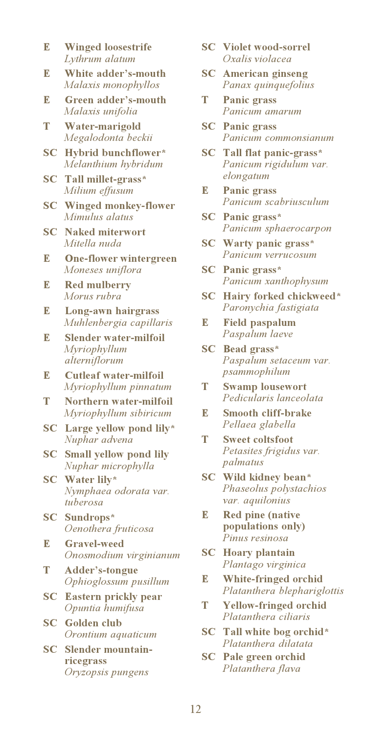**E** **Winged loosestrife**
*Lythrum alatum*

**E** **White adder's-mouth**
*Malaxis monophyllos*

**E** **Green adder's-mouth**
*Malaxis unifolia*

**T** **Water-marigold**
*Megalodonta beckii*

**SC** **Hybrid bunchflower***
*Melanthium hybridum*

**SC** **Tall millet-grass***
*Milium effusum*

**SC** **Winged monkey-flower**
*Mimulus alatus*

**SC** **Naked miterwort**
*Mitella nuda*

**E** **One-flower wintergreen**
*Moneses uniflora*

**E** **Red mulberry**
*Morus rubra*

**E** **Long-awn hairgrass**
*Muhlenbergia capillaris*

**E** **Slender water-milfoil**
*Myriophyllum alterniflorum*

**E** **Cutleaf water-milfoil**
*Myriophyllum pinnatum*

**T** **Northern water-milfoil**
*Myriophyllum sibiricum*

**SC** **Large yellow pond lily***
*Nuphar advena*

**SC** **Small yellow pond lily**
*Nuphar microphylla*

**SC** **Water lily***
*Nymphaea odorata var. tuberosa*

**SC** **Sundrops***
*Oenothera fruticosa*

**E** **Gravel-weed**
*Onosmodium virginianum*

**T** **Adder's-tongue**
*Ophioglossum pusillum*

**SC** **Eastern prickly pear**
*Opuntia humifusa*

**SC** **Golden club**
*Orontium aquaticum*

**SC** **Slender mountain-ricegrass**
*Oryzopsis pungens*

**SC** **Violet wood-sorrel**
*Oxalis violacea*

**SC** **American ginseng**
*Panax quinquefolius*

**T** **Panic grass**
*Panicum amarum*

**SC** **Panic grass**
*Panicum commonsianum*

**SC** **Tall flat panic-grass***
*Panicum rigidulum var. elongatum*

**E** **Panic grass**
*Panicum scabriusculum*

**SC** **Panic grass***
*Panicum sphaerocarpon*

**SC** **Warty panic grass***
*Panicum verrucosum*

**SC** **Panic grass***
*Panicum xanthophysum*

**SC** **Hairy forked chickweed***
*Paronychia fastigiata*

**E** **Field paspalum**
*Paspalum laeve*

**SC** **Bead grass***
*Paspalum setaceum var. psammophilum*

**T** **Swamp lousewort**
*Pedicularis lanceolata*

**E** **Smooth cliff-brake**
*Pellaea glabella*

**T** **Sweet coltsfoot**
*Petasites frigidus var. palmatus*

**SC** **Wild kidney bean***
*Phaseolus polystachios var. aquilonius*

**E** **Red pine (native populations only)**
*Pinus resinosa*

**SC** **Hoary plantain**
*Plantago virginica*

**E** **White-fringed orchid**
*Platanthera blephariglottis*

**T** **Yellow-fringed orchid**
*Platanthera ciliaris*

**SC** **Tall white bog orchid***
*Platanthera dilatata*

**SC** **Pale green orchid**
*Platanthera flava*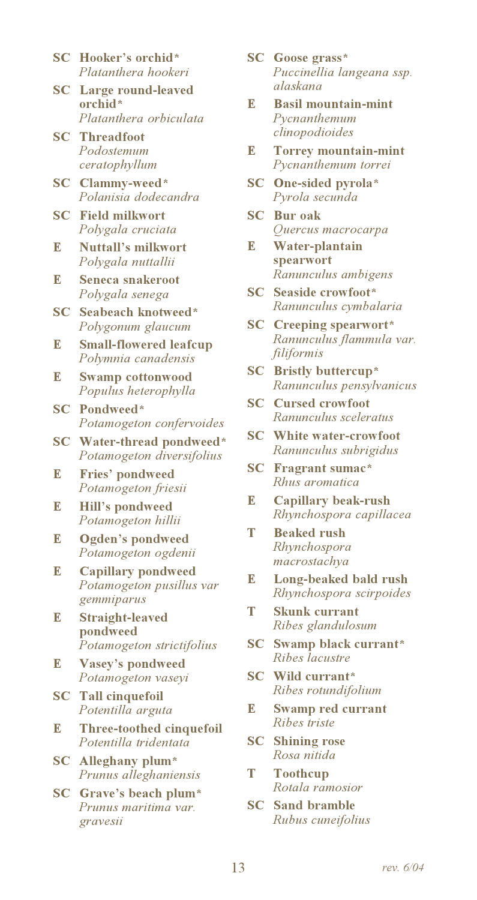**SC** **Hooker's orchid***
*Platanthera hookeri*

**SC** **Large round-leaved orchid***
*Platanthera orbiculata*

**SC** **Threadfoot**
*Podostemum ceratophyllum*

**SC** **Clammy-weed***
*Polanisia dodecandra*

**SC** **Field milkwort**
*Polygala cruciata*

**E** **Nuttall's milkwort**
*Polygala nuttallii*

**E** **Seneca snakeroot**
*Polygala senega*

**SC** **Seabeach knotweed***
*Polygonum glaucum*

**E** **Small-flowered leafcup**
*Polymnia canadensis*

**E** **Swamp cottonwood**
*Populus heterophylla*

**SC** **Pondweed***
*Potamogeton confervoides*

**SC** **Water-thread pondweed***
*Potamogeton diversifolius*

**E** **Fries' pondweed**
*Potamogeton friesii*

**E** **Hill's pondweed**
*Potamogeton hillii*

**E** **Ogden's pondweed**
*Potamogeton ogdenii*

**E** **Capillary pondweed**
*Potamogeton pusillus var gemmiparus*

**E** **Straight-leaved pondweed**
*Potamogeton strictifolius*

**E** **Vasey's pondweed**
*Potamogeton vaseyi*

**SC** **Tall cinquefoil**
*Potentilla arguta*

**E** **Three-toothed cinquefoil**
*Potentilla tridentata*

**SC** **Alleghany plum***
*Prunus alleghaniensis*

**SC** **Grave's beach plum***
*Prunus maritima var. gravesii*

**SC** **Goose grass***
*Puccinellia langeana ssp. alaskana*

**E** **Basil mountain-mint**
*Pycnanthemum clinopodioides*

**E** **Torrey mountain-mint**
*Pycnanthemum torrei*

**SC** **One-sided pyrola***
*Pyrola secunda*

**SC** **Bur oak**
*Quercus macrocarpa*

**E** **Water-plantain spearwort**
*Ranunculus ambigens*

**SC** **Seaside crowfoot***
*Ranunculus cymbalaria*

**SC** **Creeping spearwort***
*Ranunculus flammula var. filiformis*

**SC** **Bristly buttercup***
*Ranunculus pensylvanicus*

**SC** **Cursed crowfoot**
*Ranunculus sceleratus*

**SC** **White water-crowfoot**
*Ranunculus subrigidus*

**SC** **Fragrant sumac***
*Rhus aromatica*

**E** **Capillary beak-rush**
*Rhynchospora capillacea*

**T** **Beaked rush**
*Rhynchospora macrostachya*

**E** **Long-beaked bald rush**
*Rhynchospora scirpoides*

**T** **Skunk currant**
*Ribes glandulosum*

**SC** **Swamp black currant***
*Ribes lacustre*

**SC** **Wild currant***
*Ribes rotundifolium*

**E** **Swamp red currant**
*Ribes triste*

**SC** **Shining rose**
*Rosa nitida*

**T** **Toothcup**
*Rotala ramosior*

**SC** **Sand bramble**
*Rubus cuneifolius*

*rev. 6/04*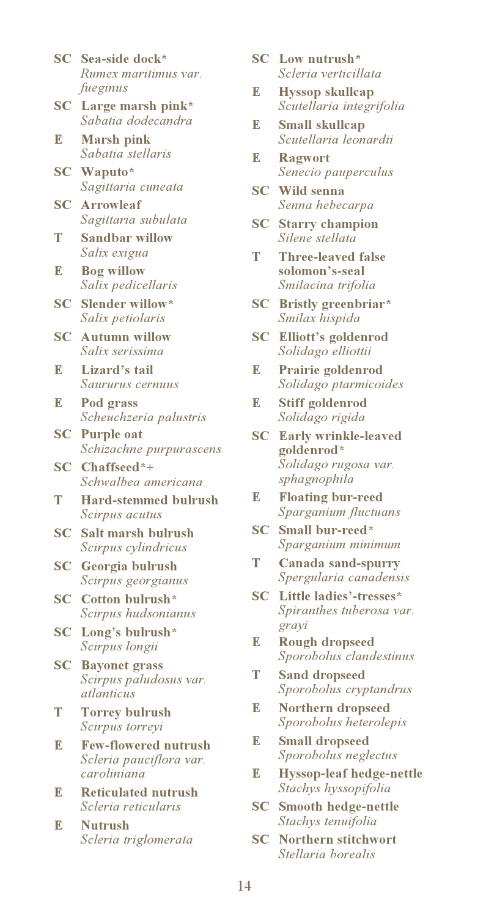**SC** **Sea-side dock***
*Rumex maritimus var. fueginus*

**SC** **Large marsh pink***
*Sabatia dodecandra*

**E** **Marsh pink**
*Sabatia stellaris*

**SC** **Waputo***
*Sagittaria cuneata*

**SC** **Arrowleaf**
*Sagittaria subulata*

**T** **Sandbar willow**
*Salix exigua*

**E** **Bog willow**
*Salix pedicellaris*

**SC** **Slender willow***
*Salix petiolaris*

**SC** **Autumn willow**
*Salix serissima*

**E** **Lizard's tail**
*Saururus cernuus*

**E** **Pod grass**
*Scheuchzeria palustris*

**SC** **Purple oat**
*Schizachne purpurascens*

**SC** **Chaffseed*+**
*Schwalbea americana*

**T** **Hard-stemmed bulrush**
*Scirpus acutus*

**SC** **Salt marsh bulrush**
*Scirpus cylindricus*

**SC** **Georgia bulrush**
*Scirpus georgianus*

**SC** **Cotton bulrush***
*Scirpus hudsonianus*

**SC** **Long's bulrush***
*Scirpus longii*

**SC** **Bayonet grass**
*Scirpus paludosus var. atlanticus*

**T** **Torrey bulrush**
*Scirpus torreyi*

**E** **Few-flowered nutrush**
*Scleria pauciflora var. caroliniana*

**E** **Reticulated nutrush**
*Scleria reticularis*

**E** **Nutrush**
*Scleria triglomerata*

**SC** **Low nutrush***
*Scleria verticillata*

**E** **Hyssop skullcap**
*Scutellaria integrifolia*

**E** **Small skullcap**
*Scutellaria leonardii*

**E** **Ragwort**
*Senecio pauperculus*

**SC** **Wild senna**
*Senna hebecarpa*

**SC** **Starry champion**
*Silene stellata*

**T** **Three-leaved false solomon's-seal**
*Smilacina trifolia*

**SC** **Bristly greenbriar***
*Smilax hispida*

**SC** **Elliott's goldenrod**
*Solidago elliottii*

**E** **Prairie goldenrod**
*Solidago ptarmicoides*

**E** **Stiff goldenrod**
*Solidago rigida*

**SC** **Early wrinkle-leaved goldenrod***
*Solidago rugosa var. sphagnophila*

**E** **Floating bur-reed**
*Sparganium fluctuans*

**SC** **Small bur-reed***
*Sparganium minimum*

**T** **Canada sand-spurry**
*Spergularia canadensis*

**SC** **Little ladies'-tresses***
*Spiranthes tuberosa var. grayi*

**E** **Rough dropseed**
*Sporobolus clandestinus*

**T** **Sand dropseed**
*Sporobolus cryptandrus*

**E** **Northern dropseed**
*Sporobolus heterolepis*

**E** **Small dropseed**
*Sporobolus neglectus*

**E** **Hyssop-leaf hedge-nettle**
*Stachys hyssopifolia*

**SC** **Smooth hedge-nettle**
*Stachys tenuifolia*

**SC** **Northern stitchwort**
*Stellaria borealis*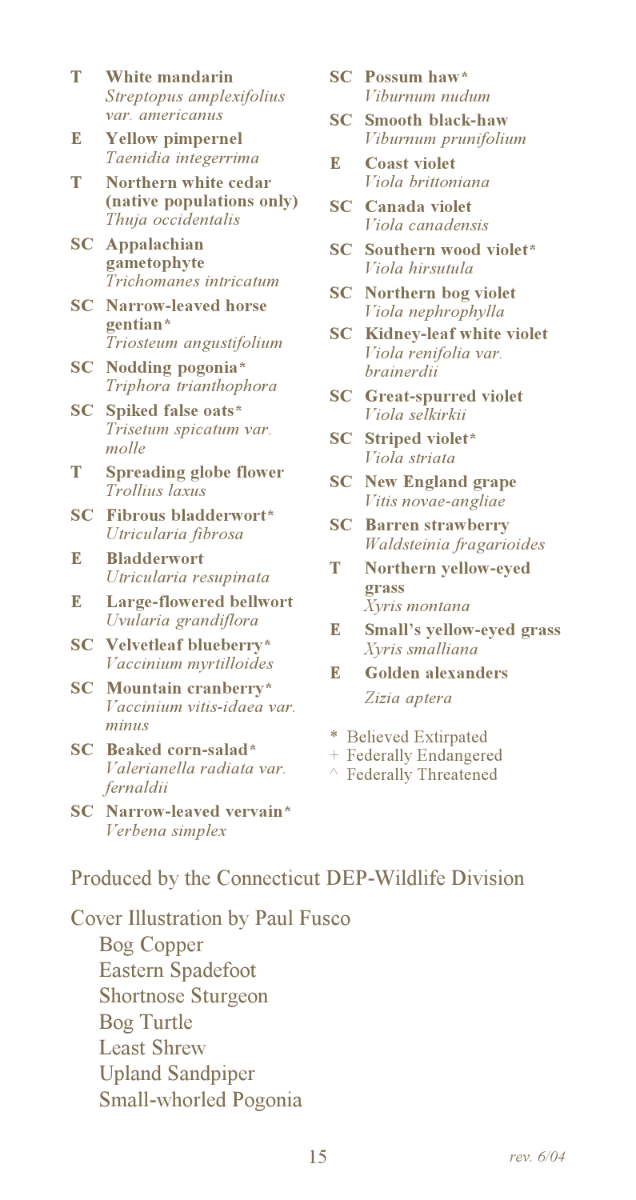**T** **White mandarin**
*Streptopus amplexifolius var. americanus*

**E** **Yellow pimpernel**
*Taenidia integerrima*

**T** **Northern white cedar (native populations only)**
*Thuja occidentalis*

**SC** **Appalachian gametophyte**
*Trichomanes intricatum*

**SC** **Narrow-leaved horse gentian***
*Triosteum angustifolium*

**SC** **Nodding pogonia***
*Triphora trianthophora*

**SC** **Spiked false oats***
*Trisetum spicatum var. molle*

**T** **Spreading globe flower**
*Trollius laxus*

**SC** **Fibrous bladderwort***
*Utricularia fibrosa*

**E** **Bladderwort**
*Utricularia resupinata*

**E** **Large-flowered bellwort**
*Uvularia grandiflora*

**SC** **Velvetleaf blueberry***
*Vaccinium myrtilloides*

**SC** **Mountain cranberry***
*Vaccinium vitis-idaea var. minus*

**SC** **Beaked corn-salad***
*Valerianella radiata var. fernaldii*

**SC** **Narrow-leaved vervain***
*Verbena simplex*

**SC** **Possum haw***
*Viburnum nudum*

**SC** **Smooth black-haw**
*Viburnum prunifolium*

**E** **Coast violet**
*Viola brittoniana*

**SC** **Canada violet**
*Viola canadensis*

**SC** **Southern wood violet***
*Viola hirsutula*

**SC** **Northern bog violet**
*Viola nephrophylla*

**SC** **Kidney-leaf white violet**
*Viola renifolia var. brainerdii*

**SC** **Great-spurred violet**
*Viola selkirkii*

**SC** **Striped violet***
*Viola striata*

**SC** **New England grape**
*Vitis novae-angliae*

**SC** **Barren strawberry**
*Waldsteinia fragarioides*

**T** **Northern yellow-eyed grass**
*Xyris montana*

**E** **Small's yellow-eyed grass**
*Xyris smalliana*

**E** **Golden alexanders**
*Zizia aptera*

\* Believed Extirpated
\+ Federally Endangered
^ Federally Threatened

Produced by the Connecticut DEP-Wildlife Division

Cover Illustration by Paul Fusco

- Bog Copper
- Eastern Spadefoot
- Shortnose Sturgeon
- Bog Turtle
- Least Shrew
- Upland Sandpiper
- Small-whorled Pogonia

rev. 6/04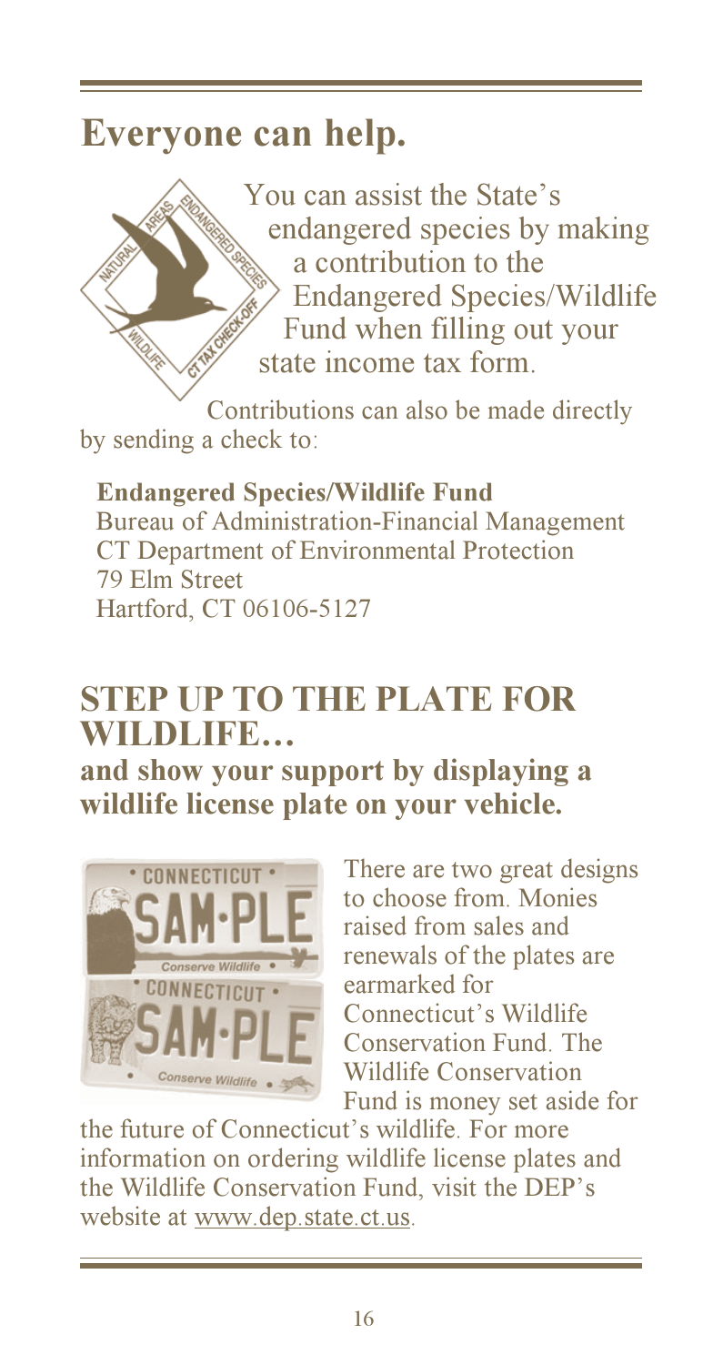# Everyone can help.

You can assist the State's endangered species by making a contribution to the Endangered Species/Wildlife Fund when filling out your state income tax form.

Contributions can also be made directly by sending a check to:

**Endangered Species/Wildlife Fund**
Bureau of Administration-Financial Management
CT Department of Environmental Protection
79 Elm Street
Hartford, CT 06106-5127

## STEP UP TO THE PLATE FOR WILDLIFE…

**and show your support by displaying a wildlife license plate on your vehicle.**

There are two great designs to choose from. Monies raised from sales and renewals of the plates are earmarked for Connecticut's Wildlife Conservation Fund. The Wildlife Conservation Fund is money set aside for the future of Connecticut's wildlife. For more information on ordering wildlife license plates and the Wildlife Conservation Fund, visit the DEP's website at www.dep.state.ct.us.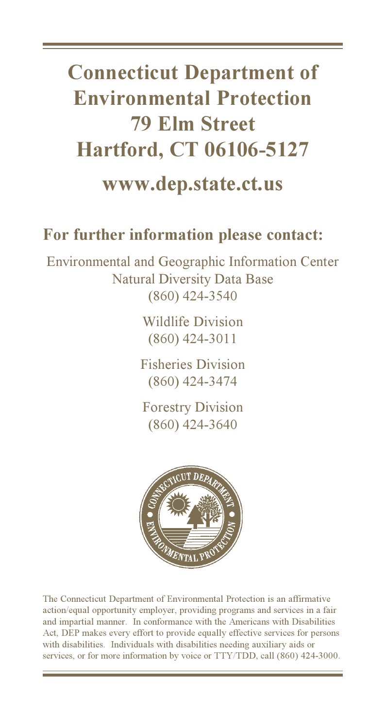# Connecticut Department of Environmental Protection
# 79 Elm Street
# Hartford, CT 06106-5127

## www.dep.state.ct.us

### For further information please contact:

Environmental and Geographic Information Center  
Natural Diversity Data Base  
(860) 424-3540

Wildlife Division  
(860) 424-3011

Fisheries Division  
(860) 424-3474

Forestry Division  
(860) 424-3640

The Connecticut Department of Environmental Protection is an affirmative action/equal opportunity employer, providing programs and services in a fair and impartial manner. In conformance with the Americans with Disabilities Act, DEP makes every effort to provide equally effective services for persons with disabilities. Individuals with disabilities needing auxiliary aids or services, or for more information by voice or TTY/TDD, call (860) 424-3000.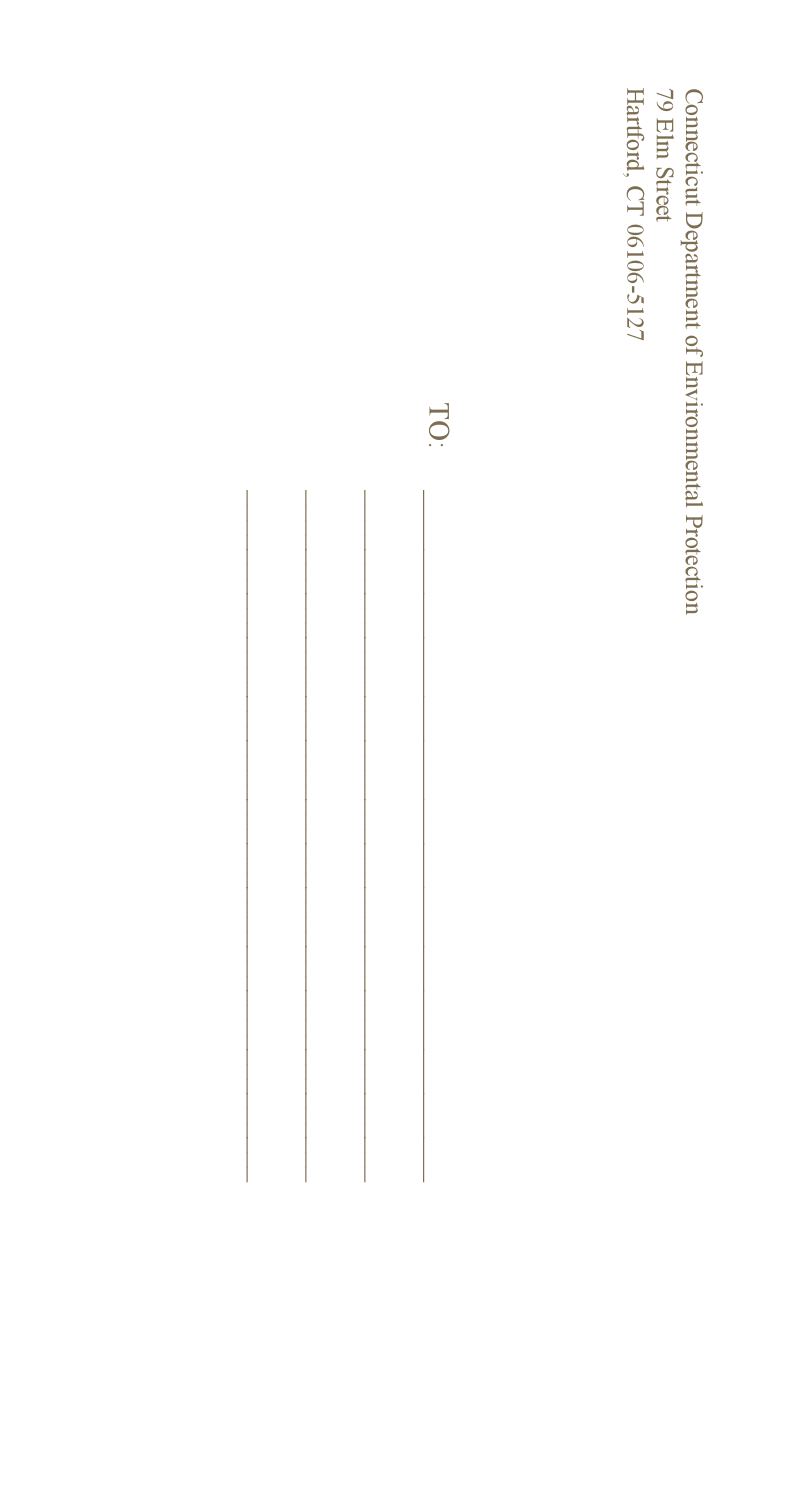Connecticut Department of Environmental Protection
79 Elm Street
Hartford, CT 06106-5127

TO:

\_\_\_\_\_\_\_\_\_\_\_\_\_\_\_\_\_\_\_\_\_\_\_\_\_\_\_\_\_\_\_\_\_\_\_\_\_\_\_\_

\_\_\_\_\_\_\_\_\_\_\_\_\_\_\_\_\_\_\_\_\_\_\_\_\_\_\_\_\_\_\_\_\_\_\_\_\_\_\_\_

\_\_\_\_\_\_\_\_\_\_\_\_\_\_\_\_\_\_\_\_\_\_\_\_\_\_\_\_\_\_\_\_\_\_\_\_\_\_\_\_

\_\_\_\_\_\_\_\_\_\_\_\_\_\_\_\_\_\_\_\_\_\_\_\_\_\_\_\_\_\_\_\_\_\_\_\_\_\_\_\_